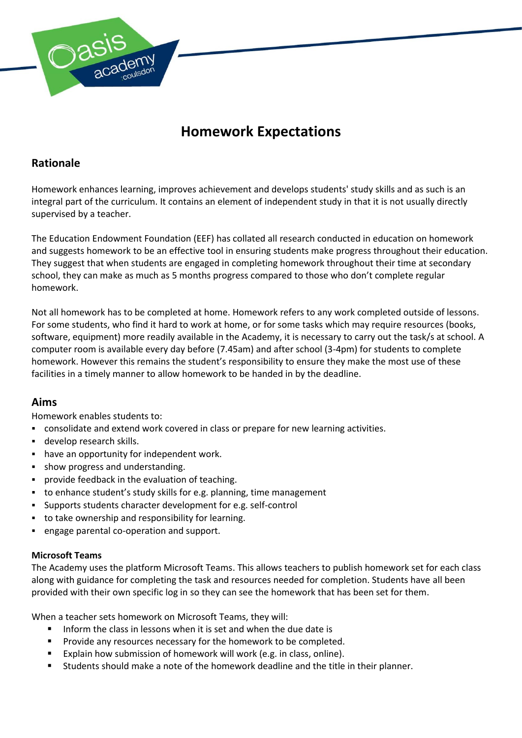# Homework Expectations

## Rationale

Homework enhances learning, improves achievement and develops students' study skills and as such is an integral part of the curriculum. It contains an element of independent study in that it is not usually directly supervised by a teacher.

The Education Endowment Foundation (EEF) has collated all research conducted in education on homework and suggests homework to be an effective tool in ensuring students make progress throughout their education. They suggest that when students are engaged in completing homework throughout their time at secondary school, they can make as much as 5 months progress compared to those who don't complete regular homework.

Not all homework has to be completed at home. Homework refers to any work completed outside of lessons. For some students, who find it hard to work at home, or for some tasks which may require resources (books, software, equipment) more readily available in the Academy, it is necessary to carry out the task/s at school. A computer room is available every day before (7.45am) and after school (3-4pm) for students to complete homework. However this remains the student's responsibility to ensure they make the most use of these facilities in a timely manner to allow homework to be handed in by the deadline.

## Aims

Homework enables students to:

- consolidate and extend work covered in class or prepare for new learning activities.
- develop research skills.
- have an opportunity for independent work.
- show progress and understanding.
- provide feedback in the evaluation of teaching.
- to enhance student's study skills for e.g. planning, time management
- Supports students character development for e.g. self-control
- to take ownership and responsibility for learning.
- engage parental co-operation and support.

### Microsoft Teams

The Academy uses the platform Microsoft Teams. This allows teachers to publish homework set for each class along with guidance for completing the task and resources needed for completion. Students have all been provided with their own specific log in so they can see the homework that has been set for them.

When a teacher sets homework on Microsoft Teams, they will:

- Inform the class in lessons when it is set and when the due date is
- Provide any resources necessary for the homework to be completed.
- Explain how submission of homework will work (e.g. in class, online).
- Students should make a note of the homework deadline and the title in their planner.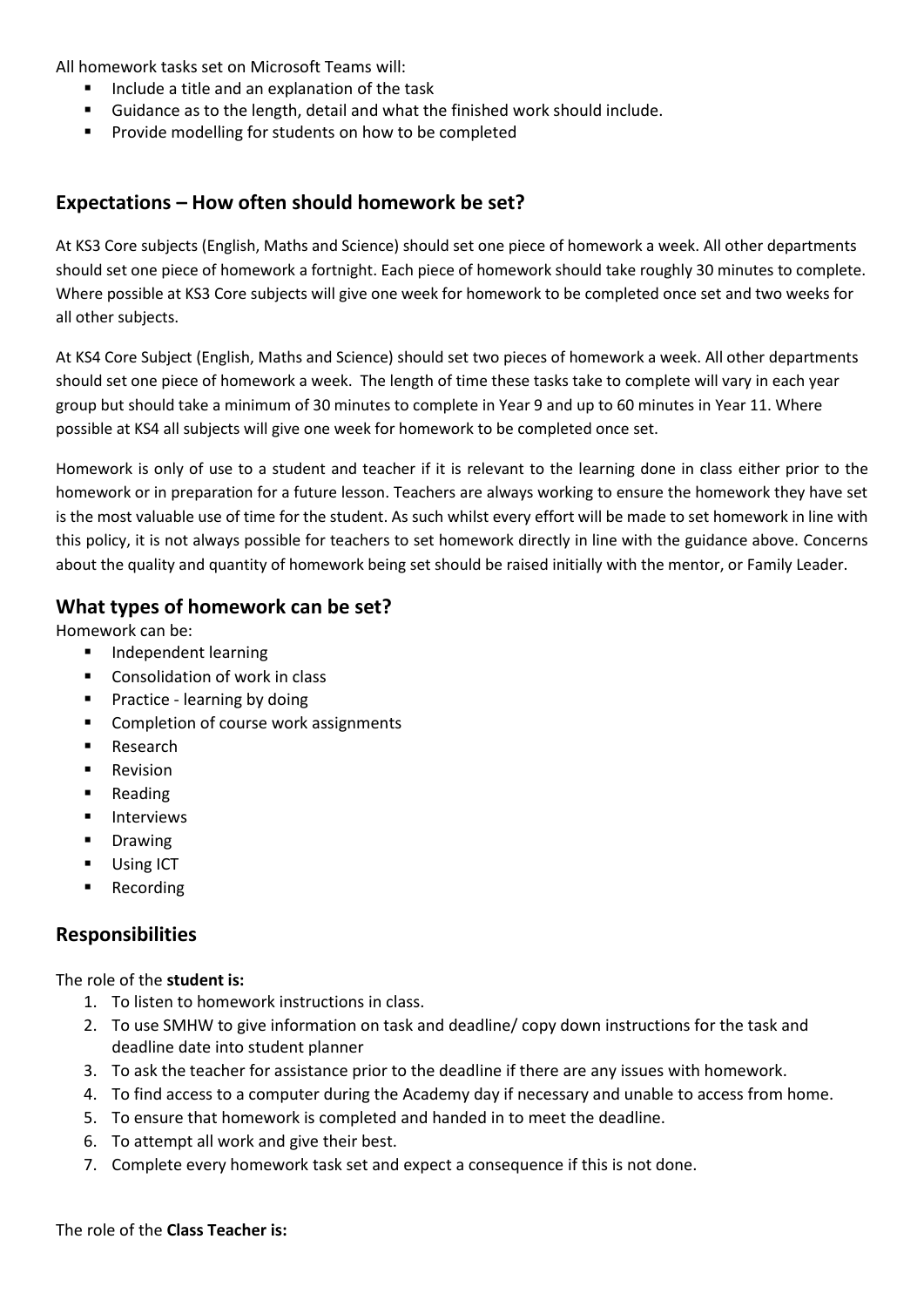All homework tasks set on Microsoft Teams will:

- Include a title and an explanation of the task
- Guidance as to the length, detail and what the finished work should include.
- Provide modelling for students on how to be completed

## Expectations – How often should homework be set?

At KS3 Core subjects (English, Maths and Science) should set one piece of homework a week. All other departments should set one piece of homework a fortnight. Each piece of homework should take roughly 30 minutes to complete. Where possible at KS3 Core subjects will give one week for homework to be completed once set and two weeks for all other subjects.

At KS4 Core Subject (English, Maths and Science) should set two pieces of homework a week. All other departments should set one piece of homework a week. The length of time these tasks take to complete will vary in each year group but should take a minimum of 30 minutes to complete in Year 9 and up to 60 minutes in Year 11. Where possible at KS4 all subjects will give one week for homework to be completed once set.

Homework is only of use to a student and teacher if it is relevant to the learning done in class either prior to the homework or in preparation for a future lesson. Teachers are always working to ensure the homework they have set is the most valuable use of time for the student. As such whilst every effort will be made to set homework in line with this policy, it is not always possible for teachers to set homework directly in line with the guidance above. Concerns about the quality and quantity of homework being set should be raised initially with the mentor, or Family Leader.

## What types of homework can be set?

Homework can be:

- Independent learning
- Consolidation of work in class
- Practice - learning by doing
- Completion of course work assignments
- Research
- Revision
- Reading
- Interviews
- Drawing
- Using ICT
- Recording

## Responsibilities

The role of the **student is:**

1. To listen to homework instructions in class.
2. To use SMHW to give information on task and deadline/ copy down instructions for the task and deadline date into student planner
3. To ask the teacher for assistance prior to the deadline if there are any issues with homework.
4. To find access to a computer during the Academy day if necessary and unable to access from home.
5. To ensure that homework is completed and handed in to meet the deadline.
6. To attempt all work and give their best.
7. Complete every homework task set and expect a consequence if this is not done.

The role of the **Class Teacher is:**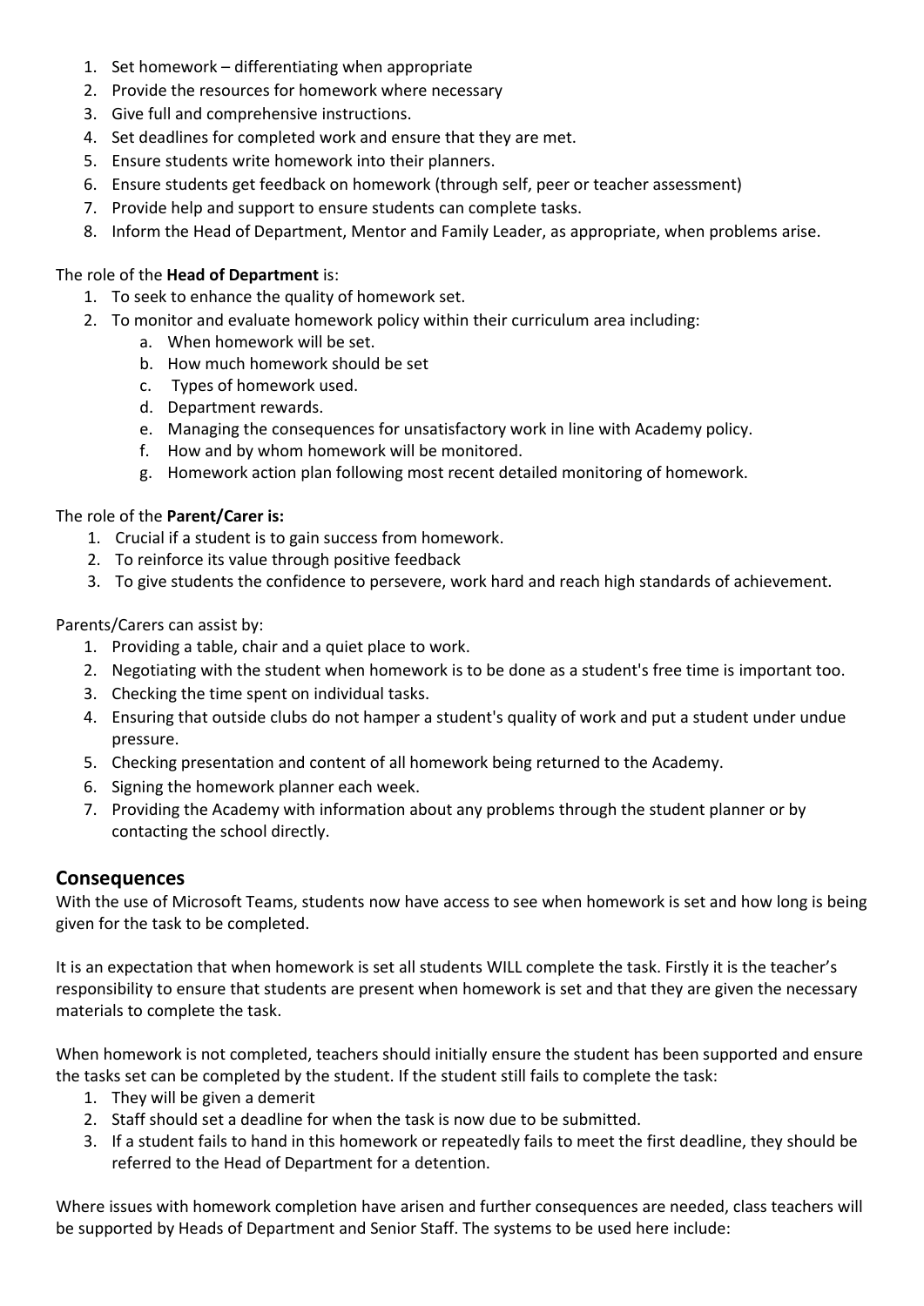1. Set homework – differentiating when appropriate
2. Provide the resources for homework where necessary
3. Give full and comprehensive instructions.
4. Set deadlines for completed work and ensure that they are met.
5. Ensure students write homework into their planners.
6. Ensure students get feedback on homework (through self, peer or teacher assessment)
7. Provide help and support to ensure students can complete tasks.
8. Inform the Head of Department, Mentor and Family Leader, as appropriate, when problems arise.

The role of the **Head of Department** is:

1. To seek to enhance the quality of homework set.
2. To monitor and evaluate homework policy within their curriculum area including:
    a. When homework will be set.
    b. How much homework should be set
    c. Types of homework used.
    d. Department rewards.
    e. Managing the consequences for unsatisfactory work in line with Academy policy.
    f. How and by whom homework will be monitored.
    g. Homework action plan following most recent detailed monitoring of homework.

The role of the **Parent/Carer is:**

1. Crucial if a student is to gain success from homework.
2. To reinforce its value through positive feedback
3. To give students the confidence to persevere, work hard and reach high standards of achievement.

Parents/Carers can assist by:

1. Providing a table, chair and a quiet place to work.
2. Negotiating with the student when homework is to be done as a student's free time is important too.
3. Checking the time spent on individual tasks.
4. Ensuring that outside clubs do not hamper a student's quality of work and put a student under undue pressure.
5. Checking presentation and content of all homework being returned to the Academy.
6. Signing the homework planner each week.
7. Providing the Academy with information about any problems through the student planner or by contacting the school directly.

## Consequences

With the use of Microsoft Teams, students now have access to see when homework is set and how long is being given for the task to be completed.

It is an expectation that when homework is set all students WILL complete the task. Firstly it is the teacher's responsibility to ensure that students are present when homework is set and that they are given the necessary materials to complete the task.

When homework is not completed, teachers should initially ensure the student has been supported and ensure the tasks set can be completed by the student. If the student still fails to complete the task:

1. They will be given a demerit
2. Staff should set a deadline for when the task is now due to be submitted.
3. If a student fails to hand in this homework or repeatedly fails to meet the first deadline, they should be referred to the Head of Department for a detention.

Where issues with homework completion have arisen and further consequences are needed, class teachers will be supported by Heads of Department and Senior Staff. The systems to be used here include: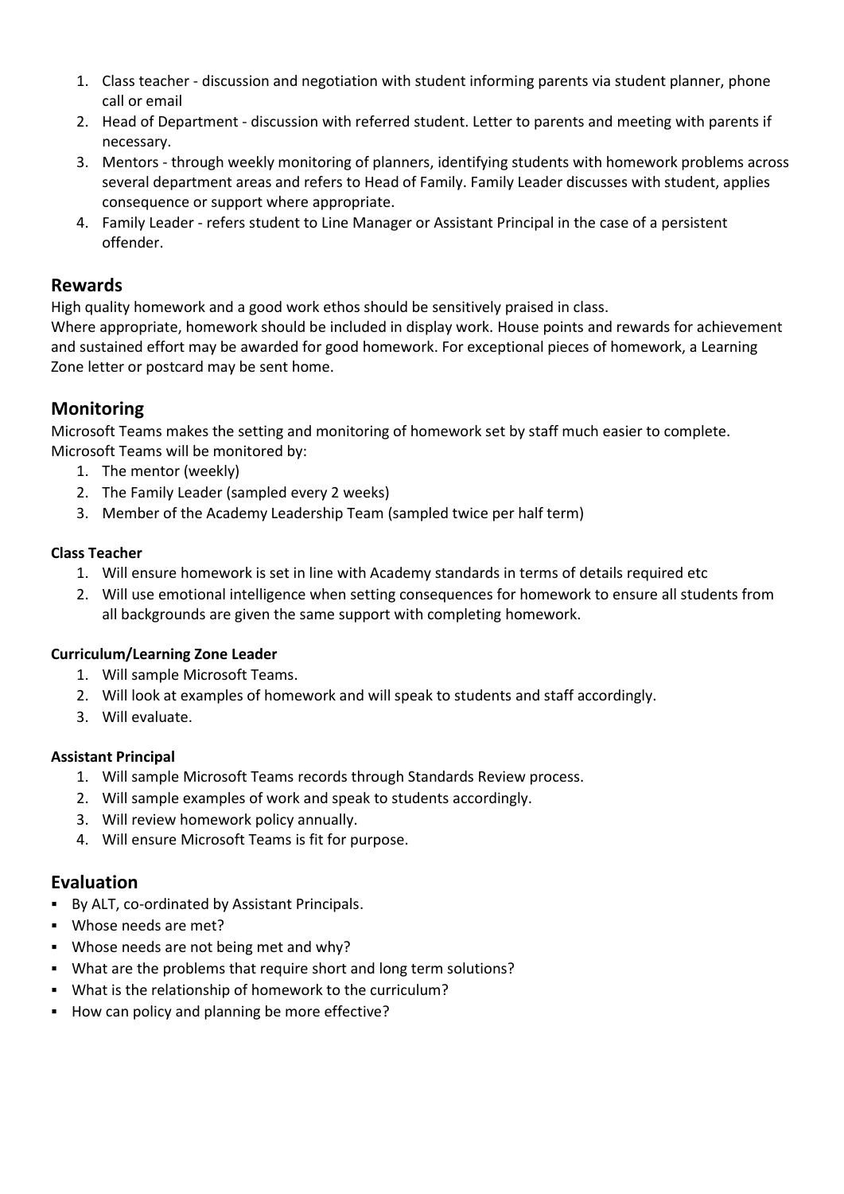1. Class teacher - discussion and negotiation with student informing parents via student planner, phone call or email
2. Head of Department - discussion with referred student. Letter to parents and meeting with parents if necessary.
3. Mentors - through weekly monitoring of planners, identifying students with homework problems across several department areas and refers to Head of Family. Family Leader discusses with student, applies consequence or support where appropriate.
4. Family Leader - refers student to Line Manager or Assistant Principal in the case of a persistent offender.

## Rewards

High quality homework and a good work ethos should be sensitively praised in class.
Where appropriate, homework should be included in display work. House points and rewards for achievement and sustained effort may be awarded for good homework. For exceptional pieces of homework, a Learning Zone letter or postcard may be sent home.

## Monitoring

Microsoft Teams makes the setting and monitoring of homework set by staff much easier to complete. Microsoft Teams will be monitored by:

1. The mentor (weekly)
2. The Family Leader (sampled every 2 weeks)
3. Member of the Academy Leadership Team (sampled twice per half term)

#### Class Teacher

1. Will ensure homework is set in line with Academy standards in terms of details required etc
2. Will use emotional intelligence when setting consequences for homework to ensure all students from all backgrounds are given the same support with completing homework.

#### Curriculum/Learning Zone Leader

1. Will sample Microsoft Teams.
2. Will look at examples of homework and will speak to students and staff accordingly.
3. Will evaluate.

#### Assistant Principal

1. Will sample Microsoft Teams records through Standards Review process.
2. Will sample examples of work and speak to students accordingly.
3. Will review homework policy annually.
4. Will ensure Microsoft Teams is fit for purpose.

## Evaluation

- By ALT, co-ordinated by Assistant Principals.
- Whose needs are met?
- Whose needs are not being met and why?
- What are the problems that require short and long term solutions?
- What is the relationship of homework to the curriculum?
- How can policy and planning be more effective?